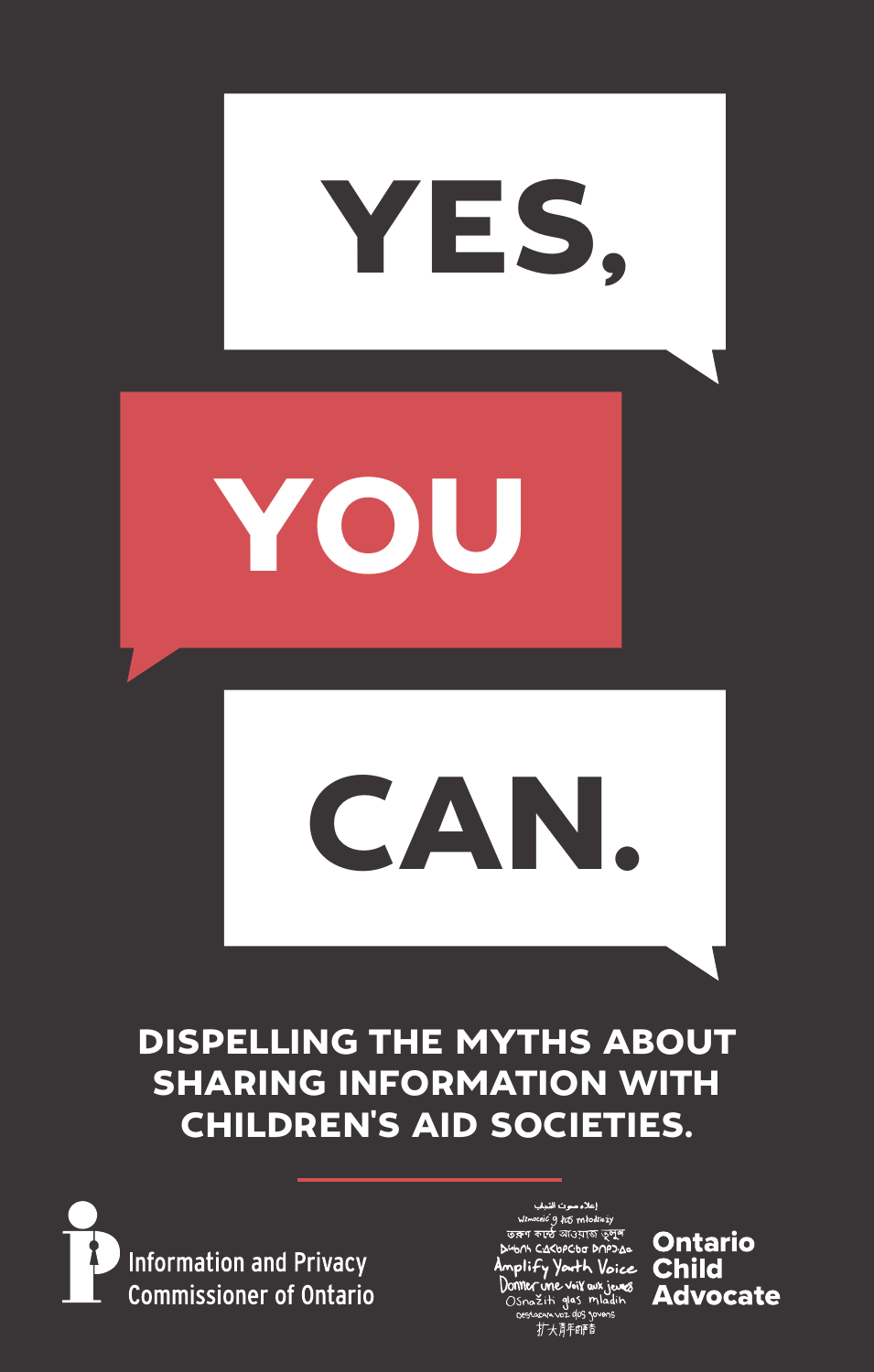# YES, YOU CAN.

## DISPELLING THE MYTHS ABOUT SHARING INFORMATION WITH CHILDREN'S AID SOCIETIES.

Information and Privacy Commissioner of Ontario

إعلاء صوت الشباب
Wzmocnić głos młodzieży
Amplify Youth Voice
Donner une voix aux jeunes
Osnažih glas mladih
Destacar a voz dos jovens
扩大青年的声音

Ontario Child Advocate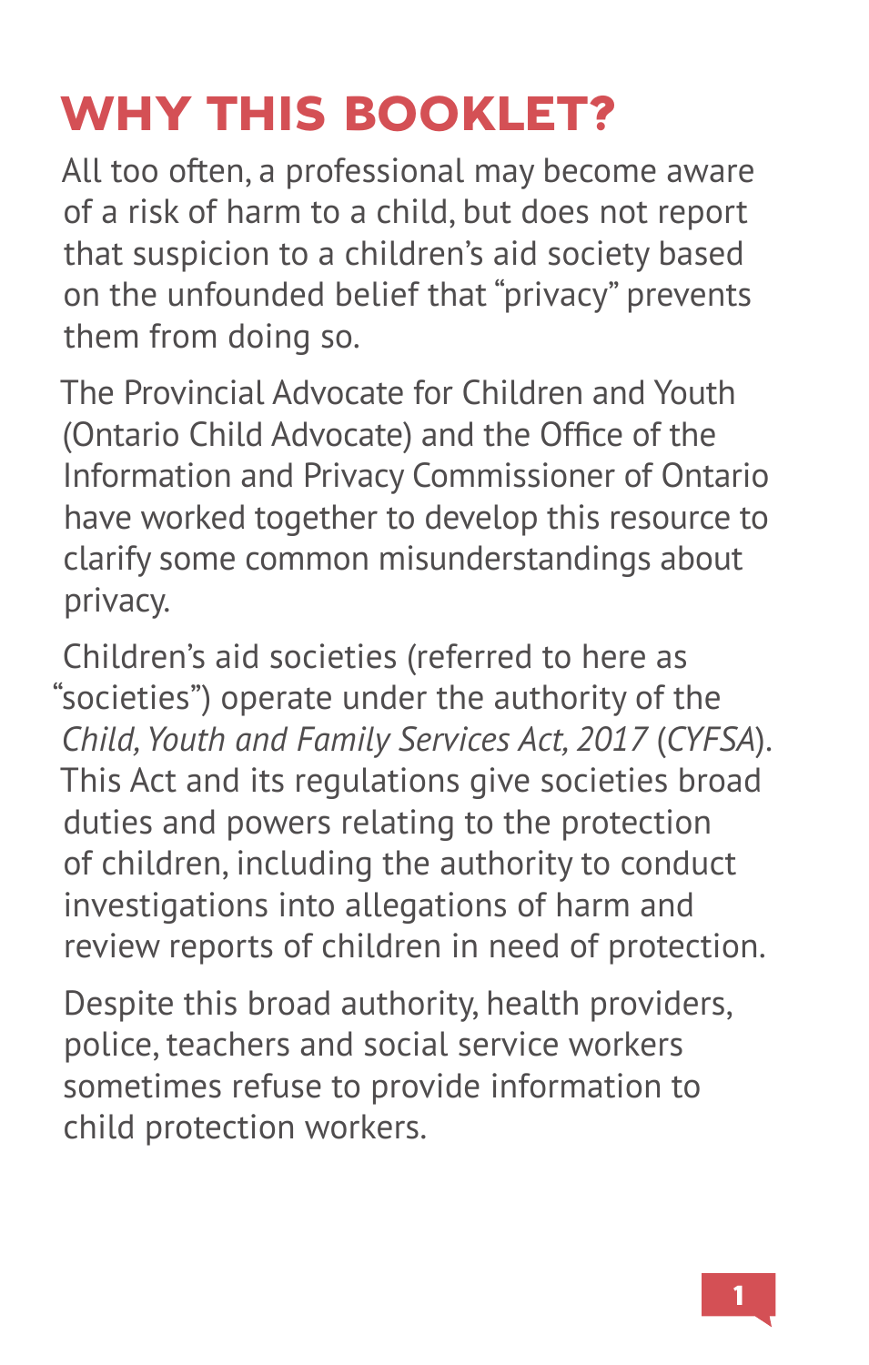# WHY THIS BOOKLET?

All too often, a professional may become aware of a risk of harm to a child, but does not report that suspicion to a children's aid society based on the unfounded belief that "privacy" prevents them from doing so.

The Provincial Advocate for Children and Youth (Ontario Child Advocate) and the Office of the Information and Privacy Commissioner of Ontario have worked together to develop this resource to clarify some common misunderstandings about privacy.

Children's aid societies (referred to here as "societies") operate under the authority of the *Child, Youth and Family Services Act, 2017* (*CYFSA*). This Act and its regulations give societies broad duties and powers relating to the protection of children, including the authority to conduct investigations into allegations of harm and review reports of children in need of protection.

Despite this broad authority, health providers, police, teachers and social service workers sometimes refuse to provide information to child protection workers.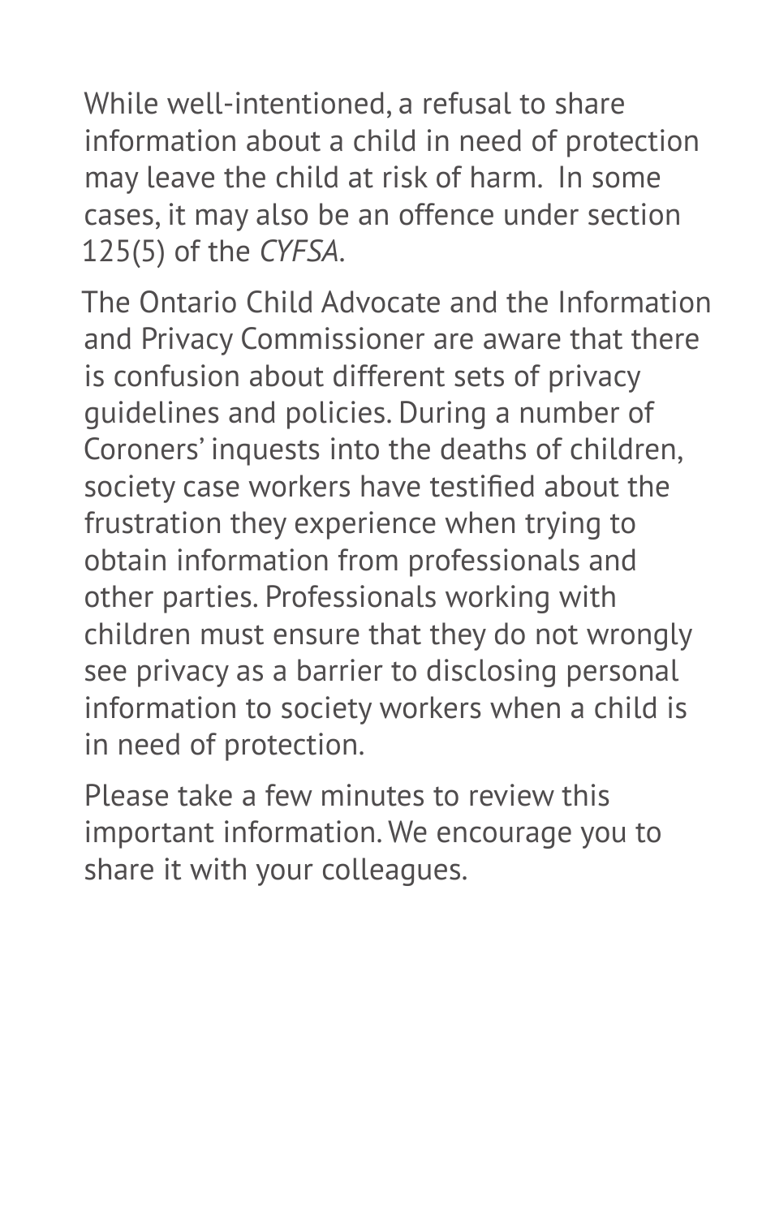While well-intentioned, a refusal to share information about a child in need of protection may leave the child at risk of harm. In some cases, it may also be an offence under section 125(5) of the *CYFSA*.

The Ontario Child Advocate and the Information and Privacy Commissioner are aware that there is confusion about different sets of privacy guidelines and policies. During a number of Coroners' inquests into the deaths of children, society case workers have testified about the frustration they experience when trying to obtain information from professionals and other parties. Professionals working with children must ensure that they do not wrongly see privacy as a barrier to disclosing personal information to society workers when a child is in need of protection.

Please take a few minutes to review this important information. We encourage you to share it with your colleagues.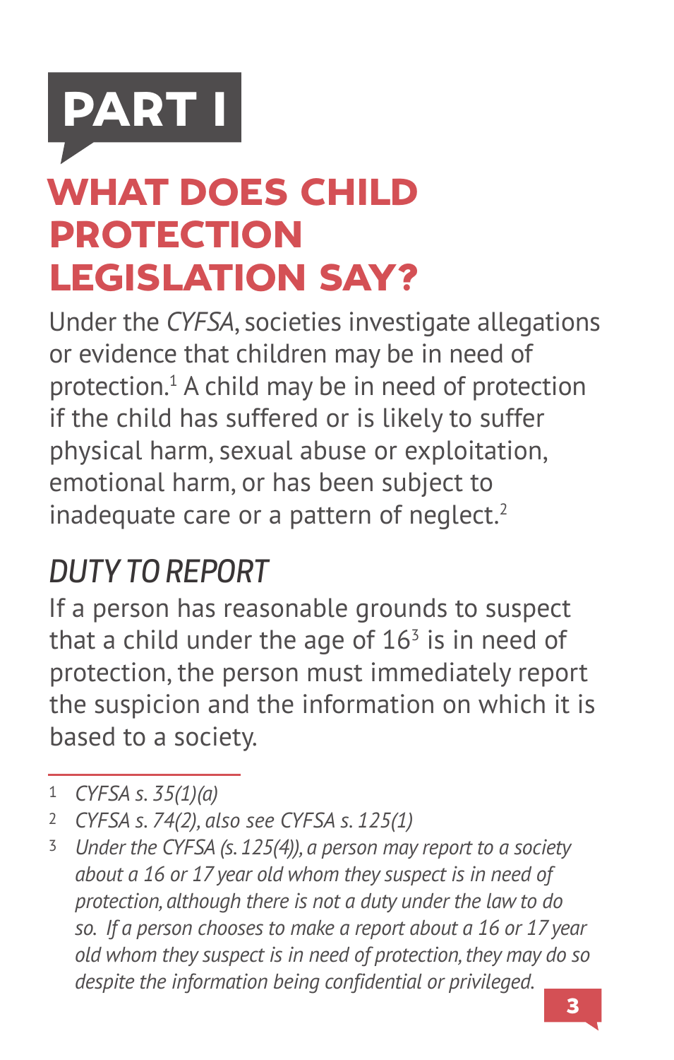# PART I

## WHAT DOES CHILD PROTECTION LEGISLATION SAY?

Under the *CYFSA*, societies investigate allegations or evidence that children may be in need of protection.[1] A child may be in need of protection if the child has suffered or is likely to suffer physical harm, sexual abuse or exploitation, emotional harm, or has been subject to inadequate care or a pattern of neglect.[2]

### *DUTY TO REPORT*

If a person has reasonable grounds to suspect that a child under the age of 16[3] is in need of protection, the person must immediately report the suspicion and the information on which it is based to a society.

---

1 *CYFSA s. 35(1)(a)*

2 *CYFSA s. 74(2), also see CYFSA s. 125(1)*

3 *Under the CYFSA (s. 125(4)), a person may report to a society about a 16 or 17 year old whom they suspect is in need of protection, although there is not a duty under the law to do so. If a person chooses to make a report about a 16 or 17 year old whom they suspect is in need of protection, they may do so despite the information being confidential or privileged.*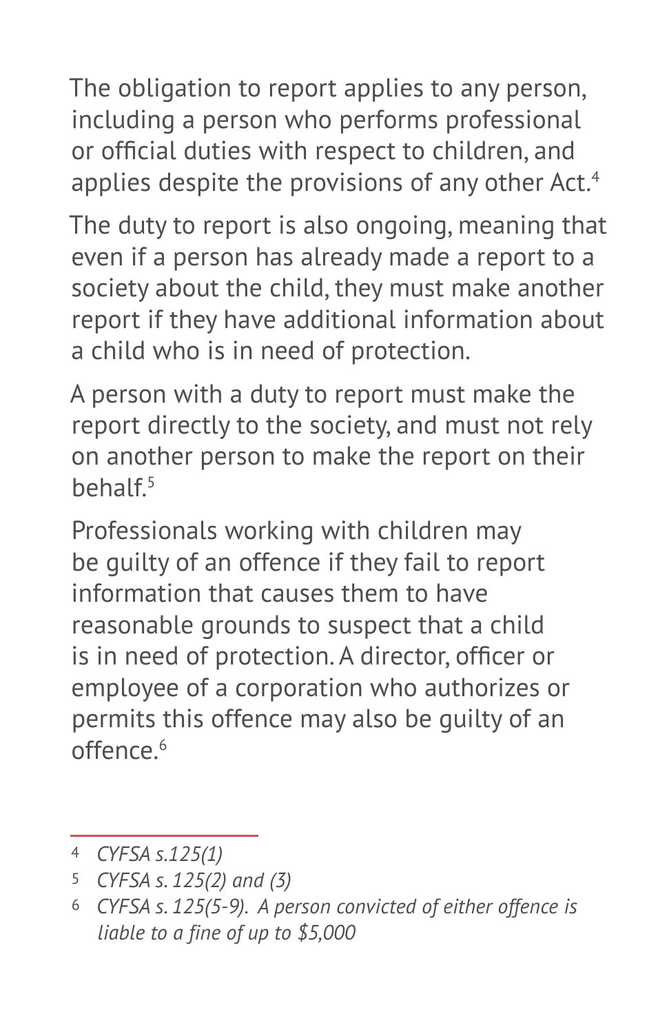The obligation to report applies to any person, including a person who performs professional or official duties with respect to children, and applies despite the provisions of any other Act.[4]

The duty to report is also ongoing, meaning that even if a person has already made a report to a society about the child, they must make another report if they have additional information about a child who is in need of protection.

A person with a duty to report must make the report directly to the society, and must not rely on another person to make the report on their behalf.[5]

Professionals working with children may be guilty of an offence if they fail to report information that causes them to have reasonable grounds to suspect that a child is in need of protection. A director, officer or employee of a corporation who authorizes or permits this offence may also be guilty of an offence.[6]

---

4 *CYFSA s.125(1)*

5 *CYFSA s. 125(2) and (3)*

6 *CYFSA s. 125(5-9). A person convicted of either offence is liable to a fine of up to $5,000*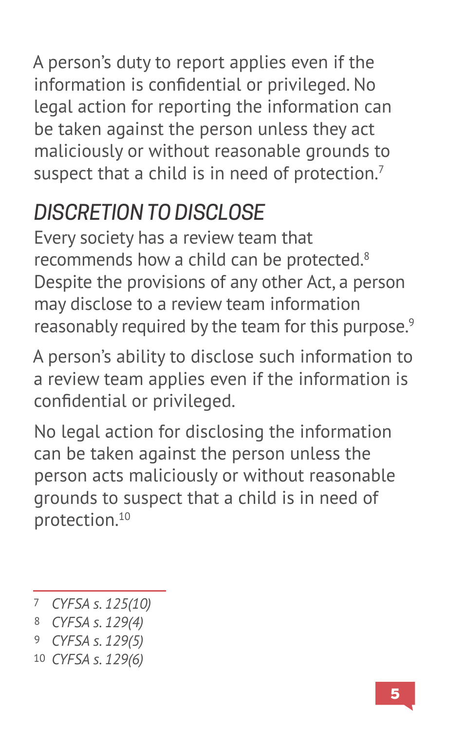A person's duty to report applies even if the information is confidential or privileged. No legal action for reporting the information can be taken against the person unless they act maliciously or without reasonable grounds to suspect that a child is in need of protection.[7]

## *DISCRETION TO DISCLOSE*

Every society has a review team that recommends how a child can be protected.[8] Despite the provisions of any other Act, a person may disclose to a review team information reasonably required by the team for this purpose.[9]

A person's ability to disclose such information to a review team applies even if the information is confidential or privileged.

No legal action for disclosing the information can be taken against the person unless the person acts maliciously or without reasonable grounds to suspect that a child is in need of protection.[10]

---

7 *CYFSA s. 125(10)*

8 *CYFSA s. 129(4)*

9 *CYFSA s. 129(5)*

10 *CYFSA s. 129(6)*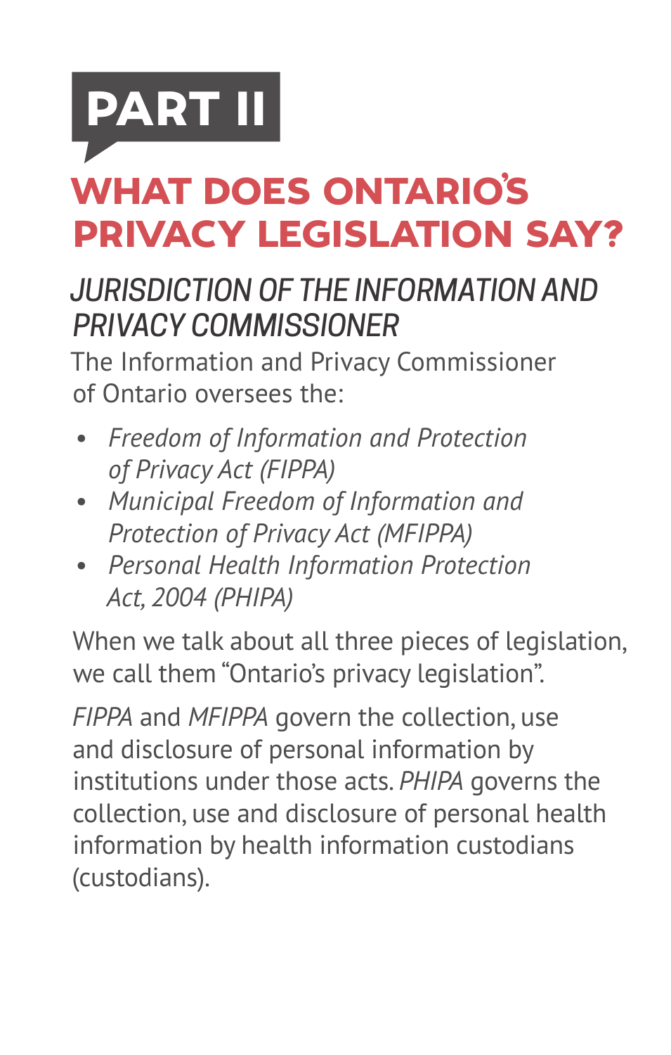# PART II

## WHAT DOES ONTARIO'S PRIVACY LEGISLATION SAY?

### *JURISDICTION OF THE INFORMATION AND PRIVACY COMMISSIONER*

The Information and Privacy Commissioner of Ontario oversees the:

- *Freedom of Information and Protection of Privacy Act (FIPPA)*
- *Municipal Freedom of Information and Protection of Privacy Act (MFIPPA)*
- *Personal Health Information Protection Act, 2004 (PHIPA)*

When we talk about all three pieces of legislation, we call them "Ontario's privacy legislation".

*FIPPA* and *MFIPPA* govern the collection, use and disclosure of personal information by institutions under those acts. *PHIPA* governs the collection, use and disclosure of personal health information by health information custodians (custodians).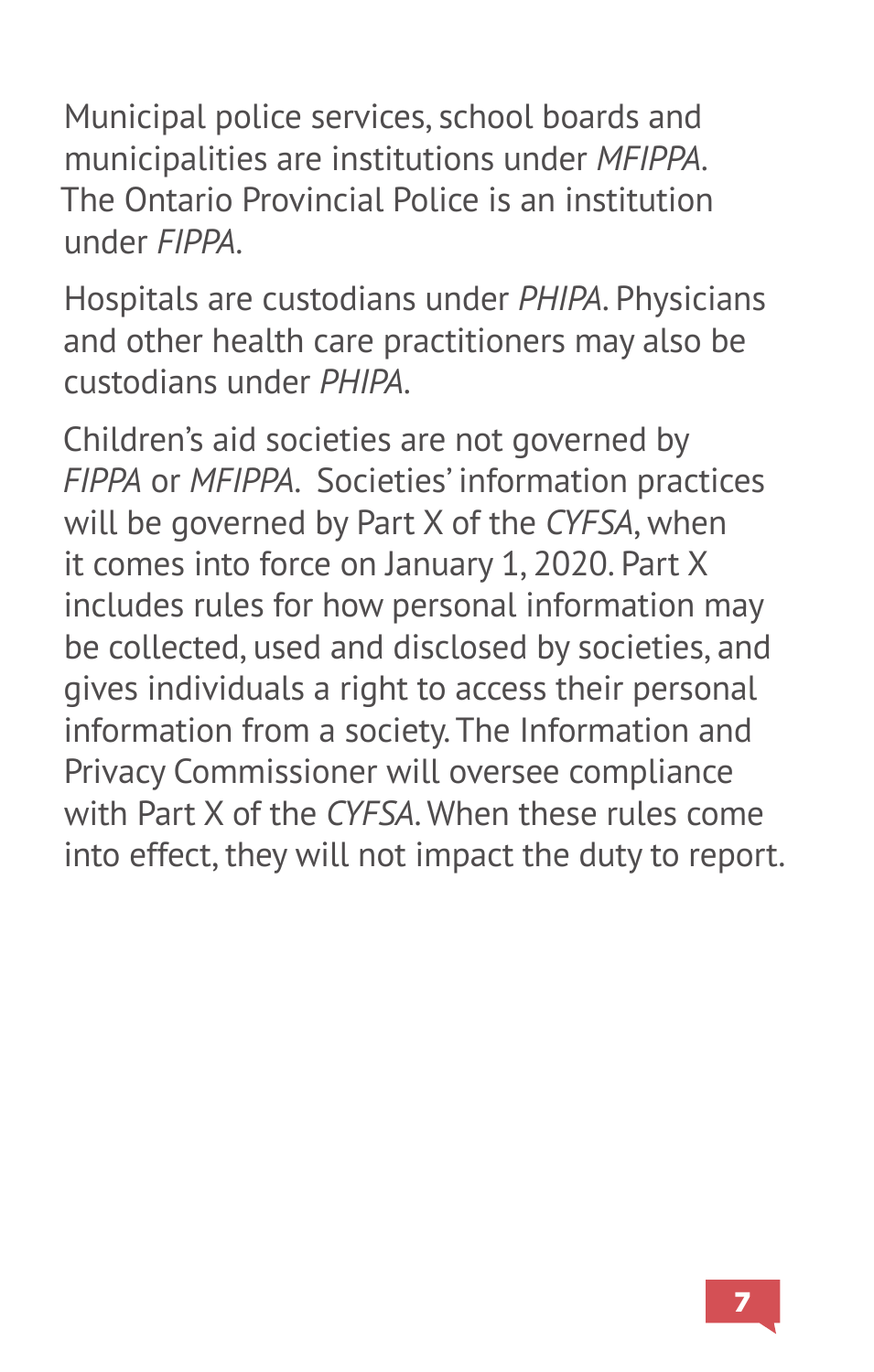Municipal police services, school boards and municipalities are institutions under *MFIPPA*. The Ontario Provincial Police is an institution under *FIPPA*.

Hospitals are custodians under *PHIPA*. Physicians and other health care practitioners may also be custodians under *PHIPA*.

Children's aid societies are not governed by *FIPPA* or *MFIPPA*. Societies' information practices will be governed by Part X of the *CYFSA*, when it comes into force on January 1, 2020. Part X includes rules for how personal information may be collected, used and disclosed by societies, and gives individuals a right to access their personal information from a society. The Information and Privacy Commissioner will oversee compliance with Part X of the *CYFSA*. When these rules come into effect, they will not impact the duty to report.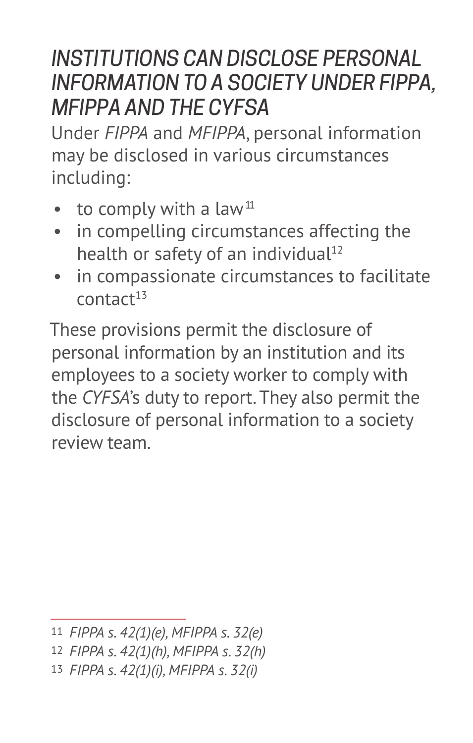## *INSTITUTIONS CAN DISCLOSE PERSONAL INFORMATION TO A SOCIETY UNDER FIPPA, MFIPPA AND THE CYFSA*

Under *FIPPA* and *MFIPPA*, personal information may be disclosed in various circumstances including:

- to comply with a law[11]
- in compelling circumstances affecting the health or safety of an individual[12]
- in compassionate circumstances to facilitate contact[13]

These provisions permit the disclosure of personal information by an institution and its employees to a society worker to comply with the *CYFSA*'s duty to report. They also permit the disclosure of personal information to a society review team.

---

11 *FIPPA s. 42(1)(e), MFIPPA s. 32(e)*

12 *FIPPA s. 42(1)(h), MFIPPA s. 32(h)*

13 *FIPPA s. 42(1)(i), MFIPPA s. 32(i)*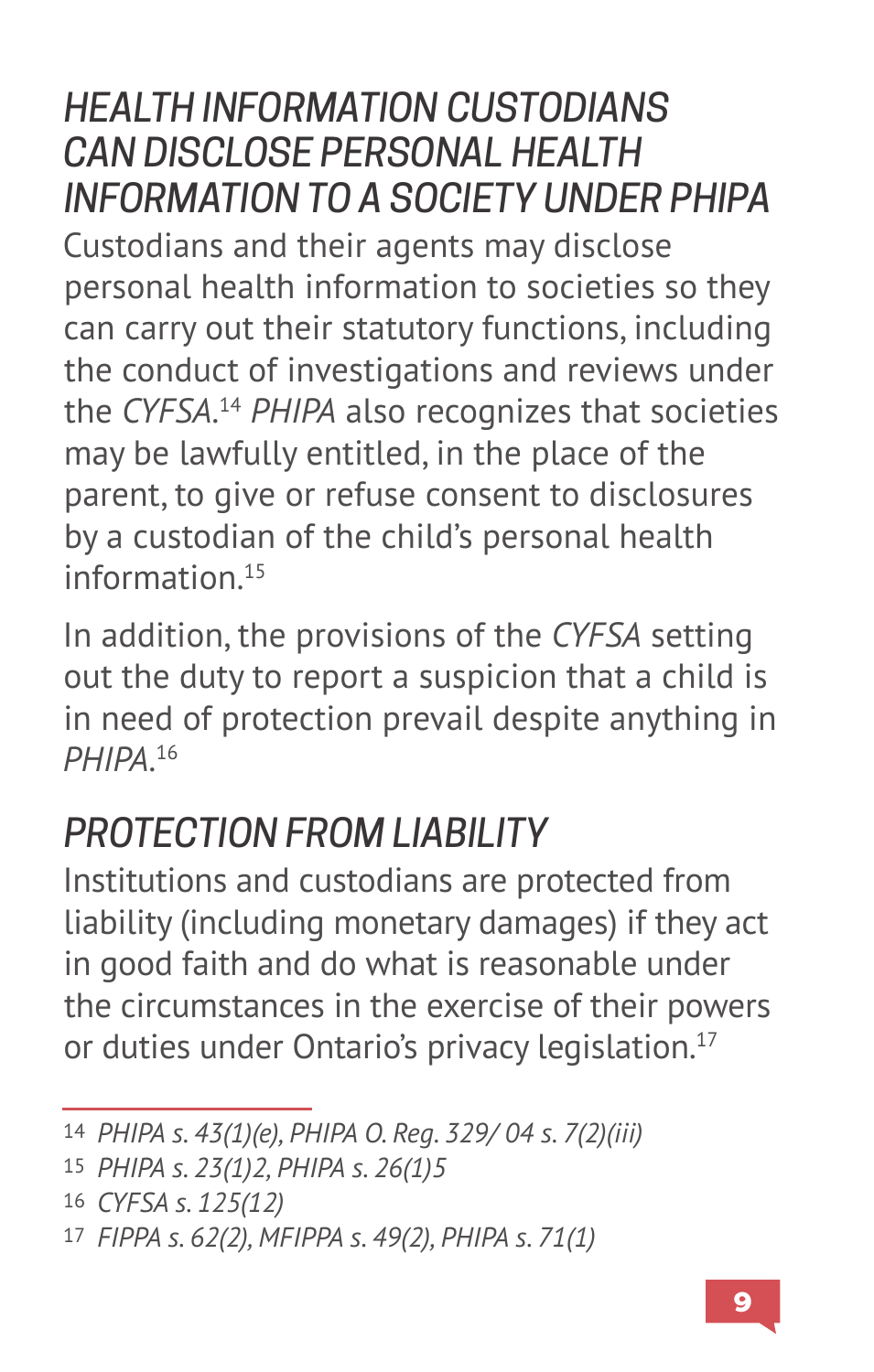## *HEALTH INFORMATION CUSTODIANS CAN DISCLOSE PERSONAL HEALTH INFORMATION TO A SOCIETY UNDER PHIPA*

Custodians and their agents may disclose personal health information to societies so they can carry out their statutory functions, including the conduct of investigations and reviews under the *CYFSA*.[14] *PHIPA* also recognizes that societies may be lawfully entitled, in the place of the parent, to give or refuse consent to disclosures by a custodian of the child's personal health information.[15]

In addition, the provisions of the *CYFSA* setting out the duty to report a suspicion that a child is in need of protection prevail despite anything in *PHIPA*.[16]

## *PROTECTION FROM LIABILITY*

Institutions and custodians are protected from liability (including monetary damages) if they act in good faith and do what is reasonable under the circumstances in the exercise of their powers or duties under Ontario's privacy legislation.[17]

---

14 *PHIPA s. 43(1)(e), PHIPA O. Reg. 329/ 04 s. 7(2)(iii)*

15 *PHIPA s. 23(1)2, PHIPA s. 26(1)5*

16 *CYFSA s. 125(12)*

17 *FIPPA s. 62(2), MFIPPA s. 49(2), PHIPA s. 71(1)*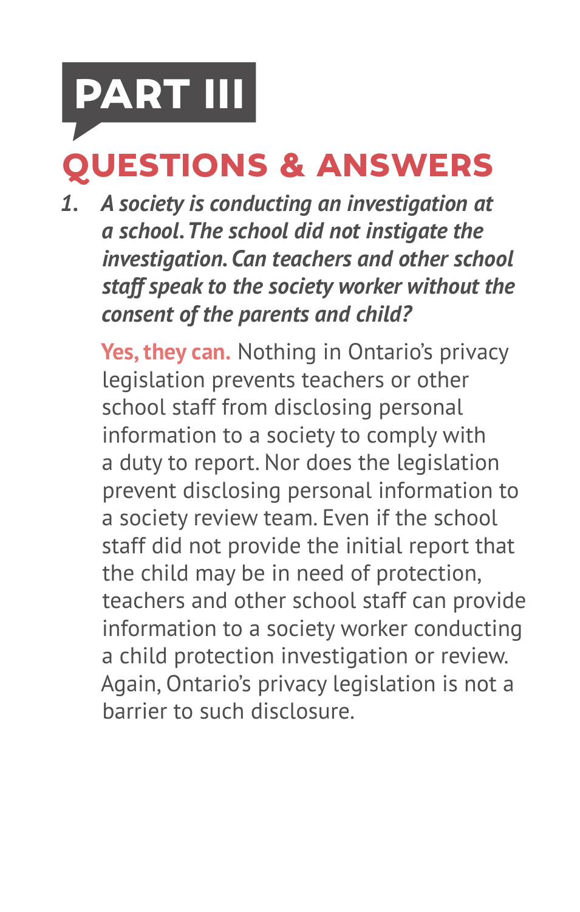# PART III

## QUESTIONS & ANSWERS

1. ***A society is conducting an investigation at a school. The school did not instigate the investigation. Can teachers and other school staff speak to the society worker without the consent of the parents and child?***

   **Yes, they can.** Nothing in Ontario's privacy legislation prevents teachers or other school staff from disclosing personal information to a society to comply with a duty to report. Nor does the legislation prevent disclosing personal information to a society review team. Even if the school staff did not provide the initial report that the child may be in need of protection, teachers and other school staff can provide information to a society worker conducting a child protection investigation or review. Again, Ontario's privacy legislation is not a barrier to such disclosure.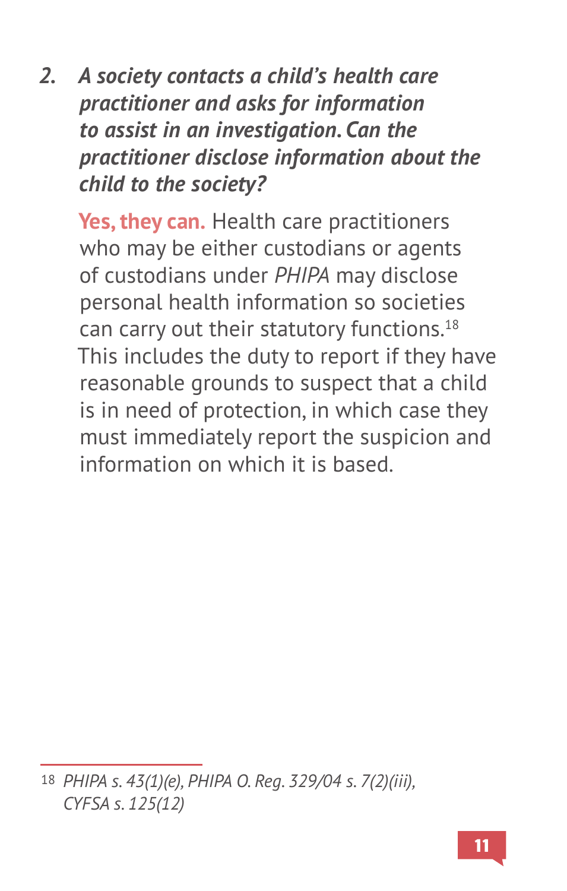2. ***A society contacts a child's health care practitioner and asks for information to assist in an investigation. Can the practitioner disclose information about the child to the society?***

   **Yes, they can.** Health care practitioners who may be either custodians or agents of custodians under *PHIPA* may disclose personal health information so societies can carry out their statutory functions.[18] This includes the duty to report if they have reasonable grounds to suspect that a child is in need of protection, in which case they must immediately report the suspicion and information on which it is based.

---

[18] *PHIPA s. 43(1)(e), PHIPA O. Reg. 329/04 s. 7(2)(iii), CYFSA s. 125(12)*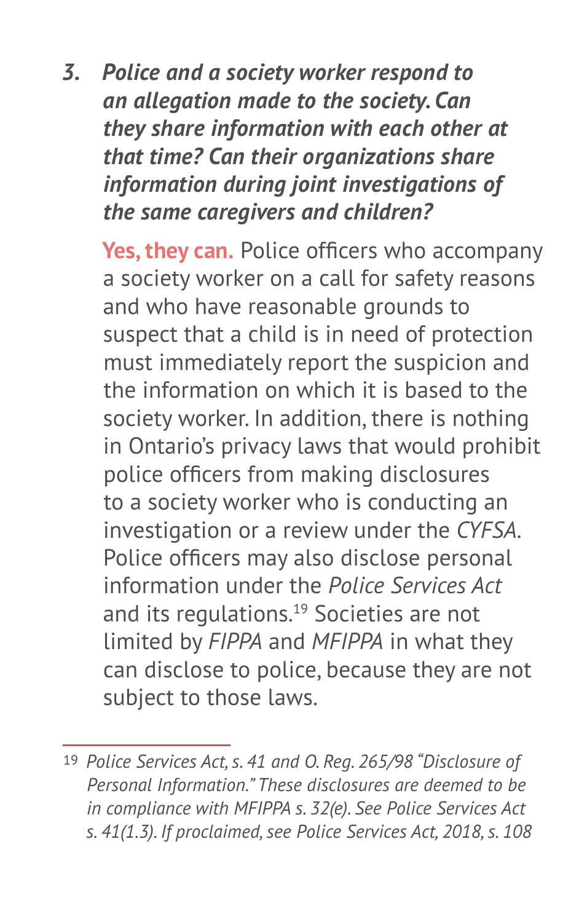3. ***Police and a society worker respond to an allegation made to the society. Can they share information with each other at that time? Can their organizations share information during joint investigations of the same caregivers and children?***

   **Yes, they can.** Police officers who accompany a society worker on a call for safety reasons and who have reasonable grounds to suspect that a child is in need of protection must immediately report the suspicion and the information on which it is based to the society worker. In addition, there is nothing in Ontario's privacy laws that would prohibit police officers from making disclosures to a society worker who is conducting an investigation or a review under the *CYFSA*. Police officers may also disclose personal information under the *Police Services Act* and its regulations.[19] Societies are not limited by *FIPPA* and *MFIPPA* in what they can disclose to police, because they are not subject to those laws.

---

[19] *Police Services Act, s. 41 and O. Reg. 265/98 "Disclosure of Personal Information." These disclosures are deemed to be in compliance with MFIPPA s. 32(e). See Police Services Act s. 41(1.3). If proclaimed, see Police Services Act, 2018, s. 108*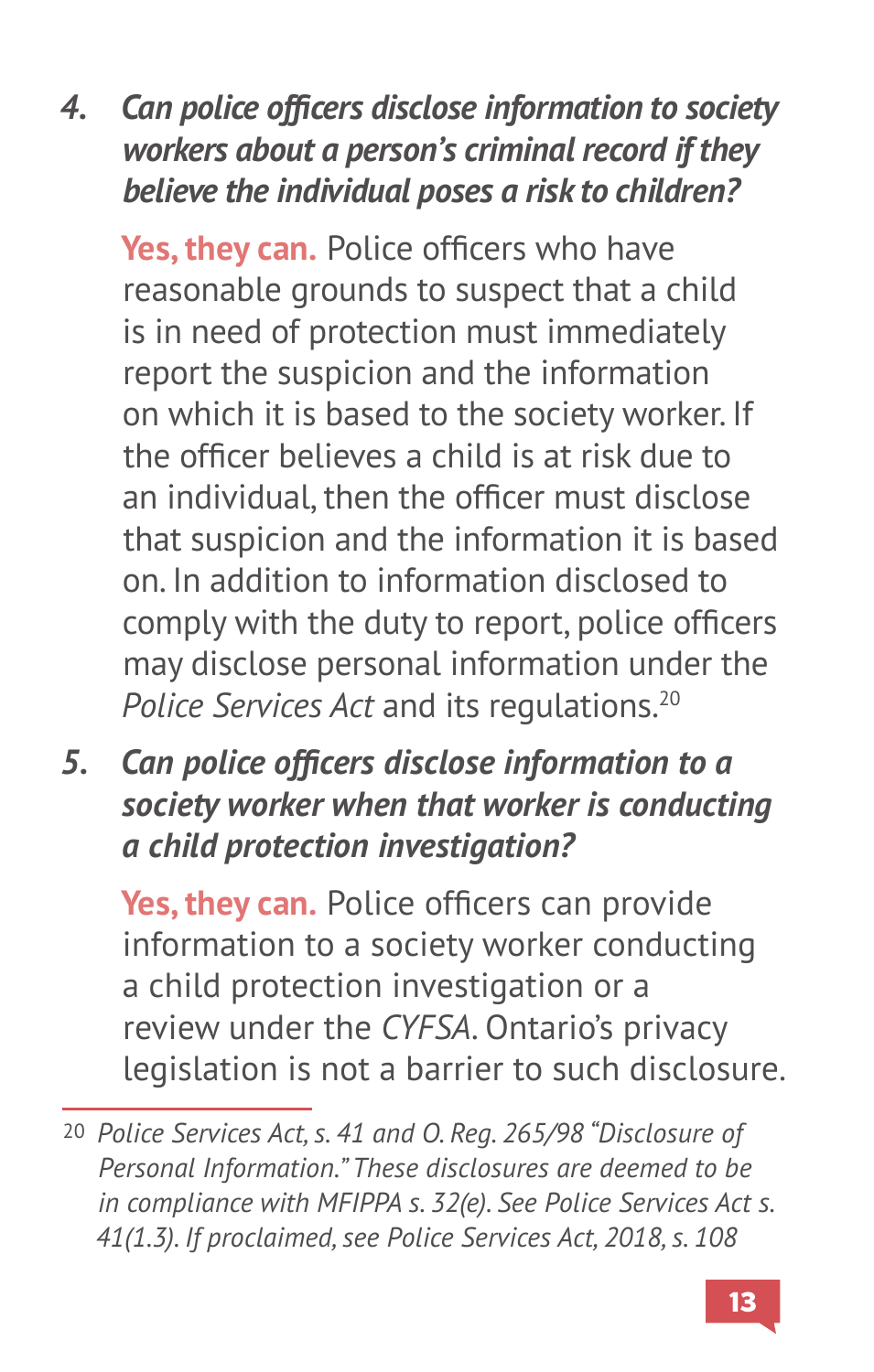4. ***Can police officers disclose information to society workers about a person's criminal record if they believe the individual poses a risk to children?***

   **Yes, they can.** Police officers who have reasonable grounds to suspect that a child is in need of protection must immediately report the suspicion and the information on which it is based to the society worker. If the officer believes a child is at risk due to an individual, then the officer must disclose that suspicion and the information it is based on. In addition to information disclosed to comply with the duty to report, police officers may disclose personal information under the *Police Services Act* and its regulations.[20]

5. ***Can police officers disclose information to a society worker when that worker is conducting a child protection investigation?***

   **Yes, they can.** Police officers can provide information to a society worker conducting a child protection investigation or a review under the *CYFSA*. Ontario's privacy legislation is not a barrier to such disclosure.

---

20 *Police Services Act, s. 41 and O. Reg. 265/98 "Disclosure of Personal Information." These disclosures are deemed to be in compliance with MFIPPA s. 32(e). See Police Services Act s. 41(1.3). If proclaimed, see Police Services Act, 2018, s. 108*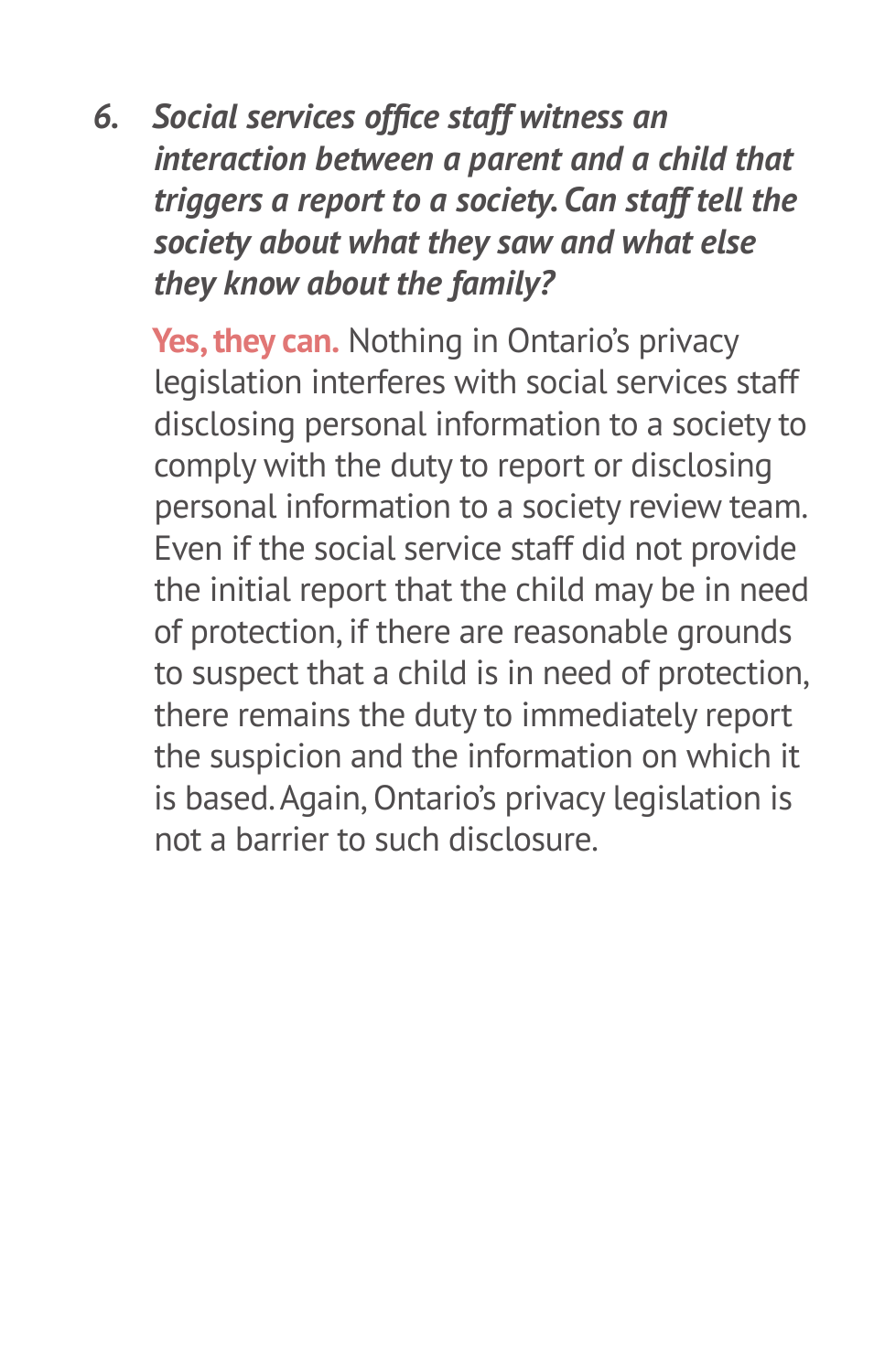6. ***Social services office staff witness an interaction between a parent and a child that triggers a report to a society. Can staff tell the society about what they saw and what else they know about the family?***

   **Yes, they can.** Nothing in Ontario's privacy legislation interferes with social services staff disclosing personal information to a society to comply with the duty to report or disclosing personal information to a society review team. Even if the social service staff did not provide the initial report that the child may be in need of protection, if there are reasonable grounds to suspect that a child is in need of protection, there remains the duty to immediately report the suspicion and the information on which it is based. Again, Ontario's privacy legislation is not a barrier to such disclosure.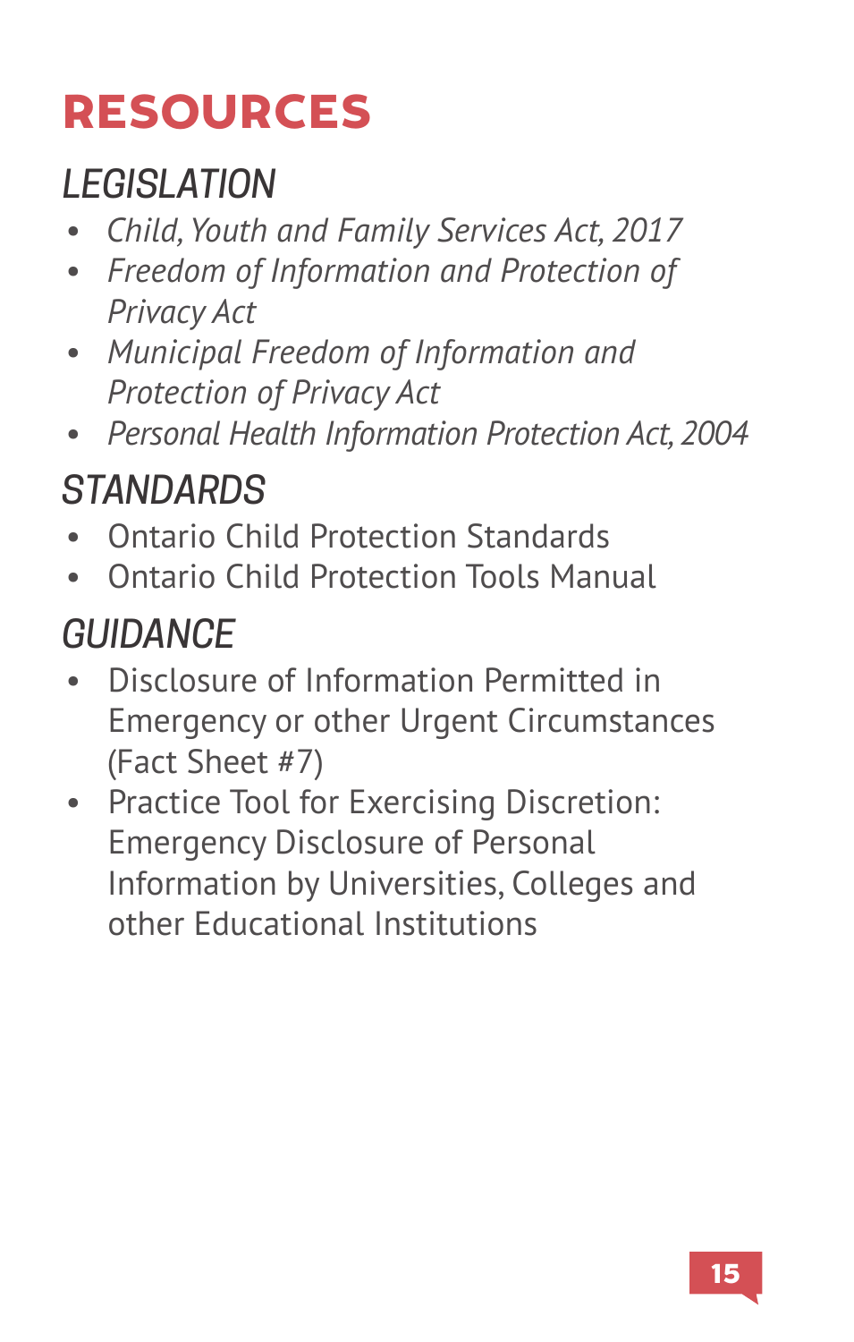# RESOURCES

## *LEGISLATION*

- *Child, Youth and Family Services Act, 2017*
- *Freedom of Information and Protection of Privacy Act*
- *Municipal Freedom of Information and Protection of Privacy Act*
- *Personal Health Information Protection Act, 2004*

## *STANDARDS*

- Ontario Child Protection Standards
- Ontario Child Protection Tools Manual

## *GUIDANCE*

- Disclosure of Information Permitted in Emergency or other Urgent Circumstances (Fact Sheet #7)
- Practice Tool for Exercising Discretion: Emergency Disclosure of Personal Information by Universities, Colleges and other Educational Institutions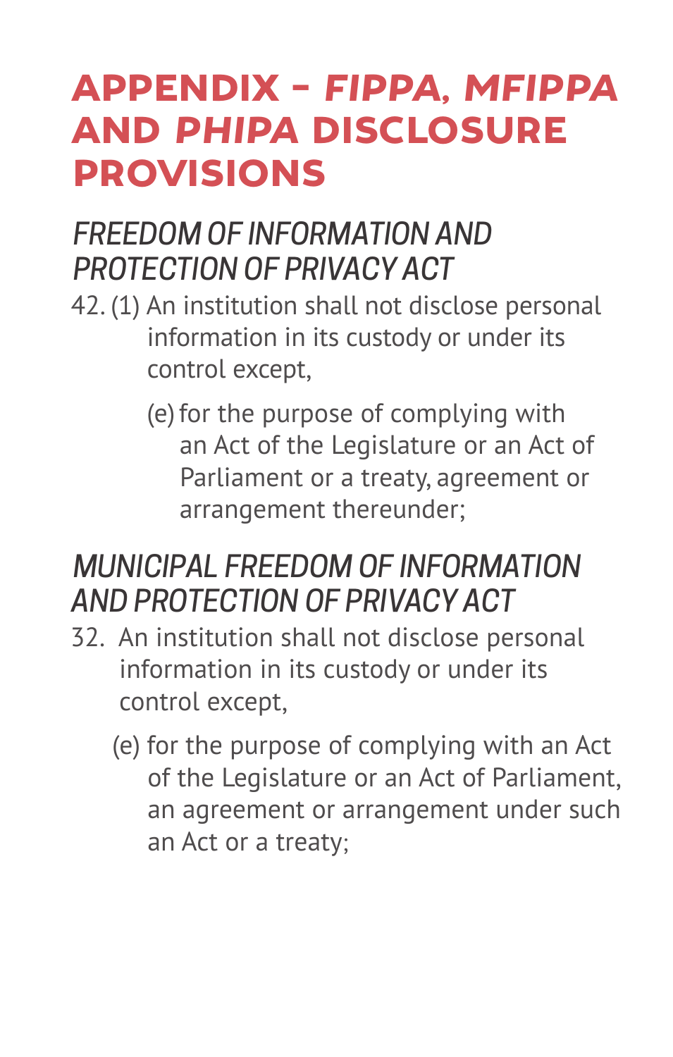# APPENDIX – *FIPPA*, *MFIPPA* AND *PHIPA* DISCLOSURE PROVISIONS

## *FREEDOM OF INFORMATION AND PROTECTION OF PRIVACY ACT*

42. (1) An institution shall not disclose personal information in its custody or under its control except,

(e) for the purpose of complying with an Act of the Legislature or an Act of Parliament or a treaty, agreement or arrangement thereunder;

## *MUNICIPAL FREEDOM OF INFORMATION AND PROTECTION OF PRIVACY ACT*

32. An institution shall not disclose personal information in its custody or under its control except,

(e) for the purpose of complying with an Act of the Legislature or an Act of Parliament, an agreement or arrangement under such an Act or a treaty;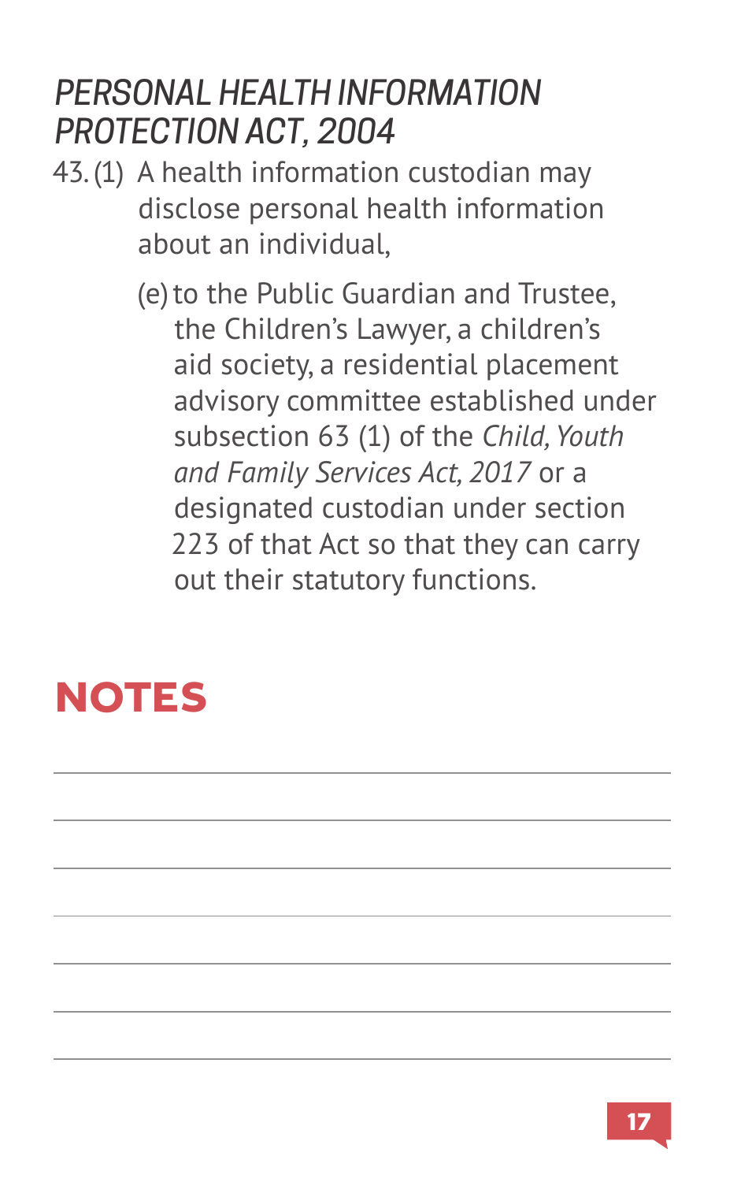## *PERSONAL HEALTH INFORMATION PROTECTION ACT, 2004*

43. (1) A health information custodian may disclose personal health information about an individual,

(e) to the Public Guardian and Trustee, the Children's Lawyer, a children's aid society, a residential placement advisory committee established under subsection 63 (1) of the *Child, Youth and Family Services Act, 2017* or a designated custodian under section 223 of that Act so that they can carry out their statutory functions.

## NOTES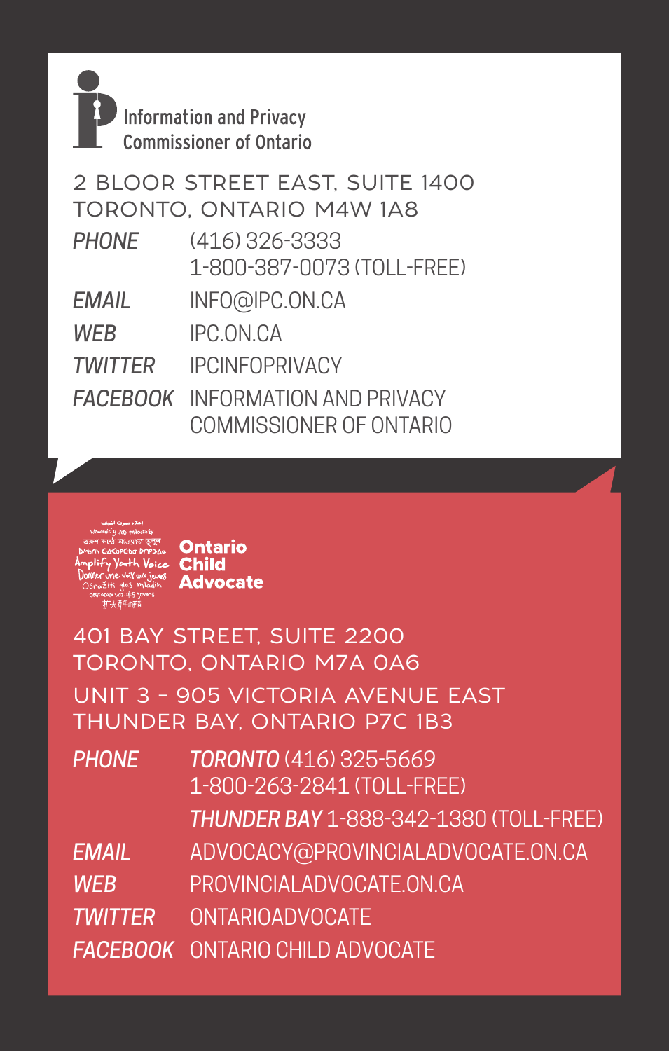## Information and Privacy Commissioner of Ontario

2 BLOOR STREET EAST, SUITE 1400
TORONTO, ONTARIO M4W 1A8

| | |
|---|---|
| *PHONE* | (416) 326-3333<br>1-800-387-0073 (TOLL-FREE) |
| *EMAIL* | INFO@IPC.ON.CA |
| *WEB* | IPC.ON.CA |
| *TWITTER* | IPCINFOPRIVACY |
| *FACEBOOK* | INFORMATION AND PRIVACY COMMISSIONER OF ONTARIO |

## Ontario Child Advocate

Amplify Youth Voice
Donner une voix aux jeunes
Osnažiti glas mladih
扩大青年的声音

401 BAY STREET, SUITE 2200
TORONTO, ONTARIO M7A 0A6

UNIT 3 – 905 VICTORIA AVENUE EAST
THUNDER BAY, ONTARIO P7C 1B3

| | |
|---|---|
| *PHONE* | *TORONTO* (416) 325-5669<br>1-800-263-2841 (TOLL-FREE)<br>*THUNDER BAY* 1-888-342-1380 (TOLL-FREE) |
| *EMAIL* | ADVOCACY@PROVINCIALADVOCATE.ON.CA |
| *WEB* | PROVINCIALADVOCATE.ON.CA |
| *TWITTER* | ONTARIOADVOCATE |
| *FACEBOOK* | ONTARIO CHILD ADVOCATE |